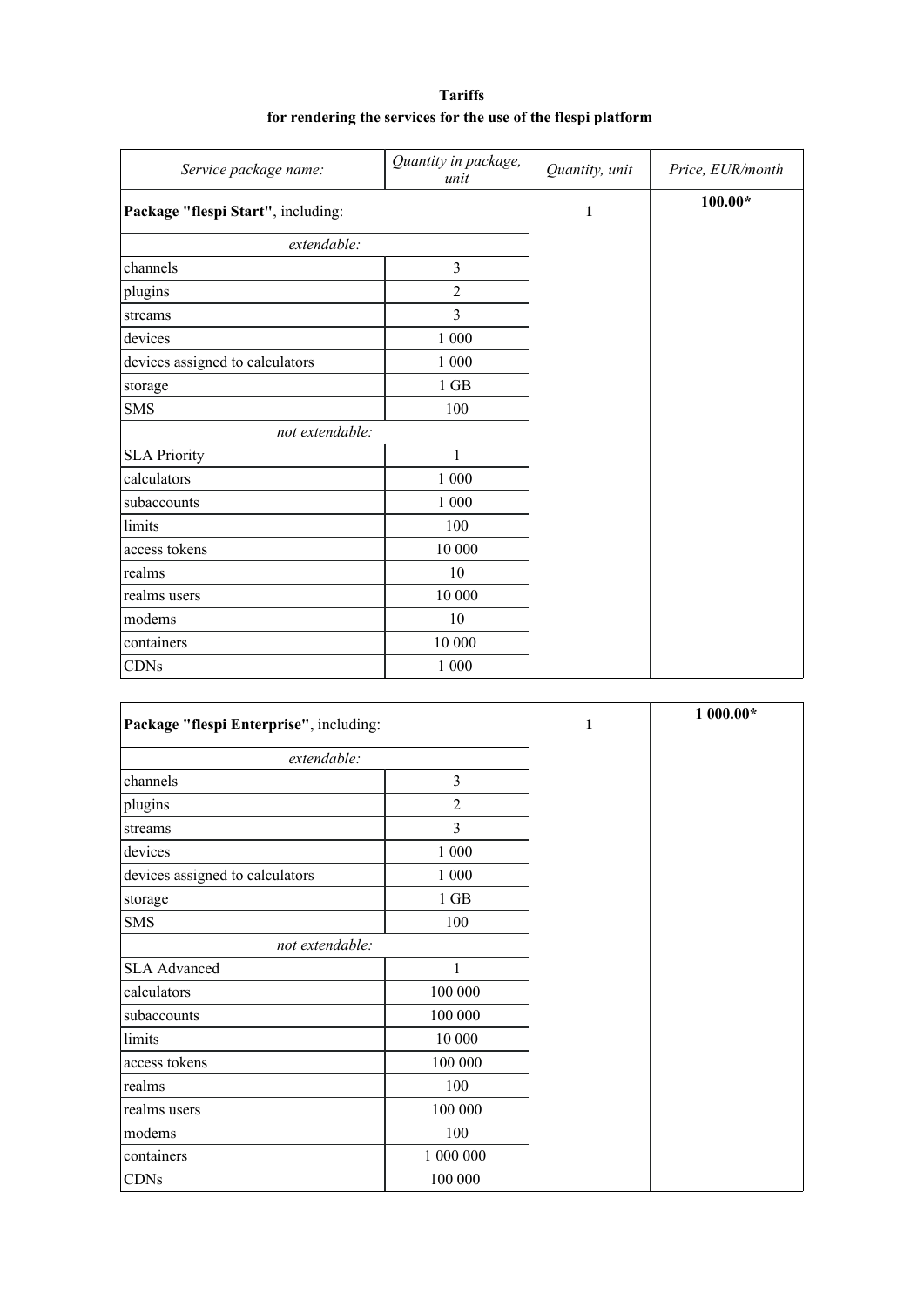**Tariffs**
**for rendering the services for the use of the flespi platform**

| *Service package name:* | *Quantity in package, unit* | *Quantity, unit* | *Price, EUR/month* |
|---|---|---|---|
| **Package "flespi Start"**, including: | | **1** | **100.00*** |
| *extendable:* | | | |
| channels | 3 | | |
| plugins | 2 | | |
| streams | 3 | | |
| devices | 1 000 | | |
| devices assigned to calculators | 1 000 | | |
| storage | 1 GB | | |
| SMS | 100 | | |
| *not extendable:* | | | |
| SLA Priority | 1 | | |
| calculators | 1 000 | | |
| subaccounts | 1 000 | | |
| limits | 100 | | |
| access tokens | 10 000 | | |
| realms | 10 | | |
| realms users | 10 000 | | |
| modems | 10 | | |
| containers | 10 000 | | |
| CDNs | 1 000 | | |

| *Service package name:* | *Quantity in package, unit* | *Quantity, unit* | *Price, EUR/month* |
|---|---|---|---|
| **Package "flespi Enterprise"**, including: | | **1** | **1 000.00*** |
| *extendable:* | | | |
| channels | 3 | | |
| plugins | 2 | | |
| streams | 3 | | |
| devices | 1 000 | | |
| devices assigned to calculators | 1 000 | | |
| storage | 1 GB | | |
| SMS | 100 | | |
| *not extendable:* | | | |
| SLA Advanced | 1 | | |
| calculators | 100 000 | | |
| subaccounts | 100 000 | | |
| limits | 10 000 | | |
| access tokens | 100 000 | | |
| realms | 100 | | |
| realms users | 100 000 | | |
| modems | 100 | | |
| containers | 1 000 000 | | |
| CDNs | 100 000 | | |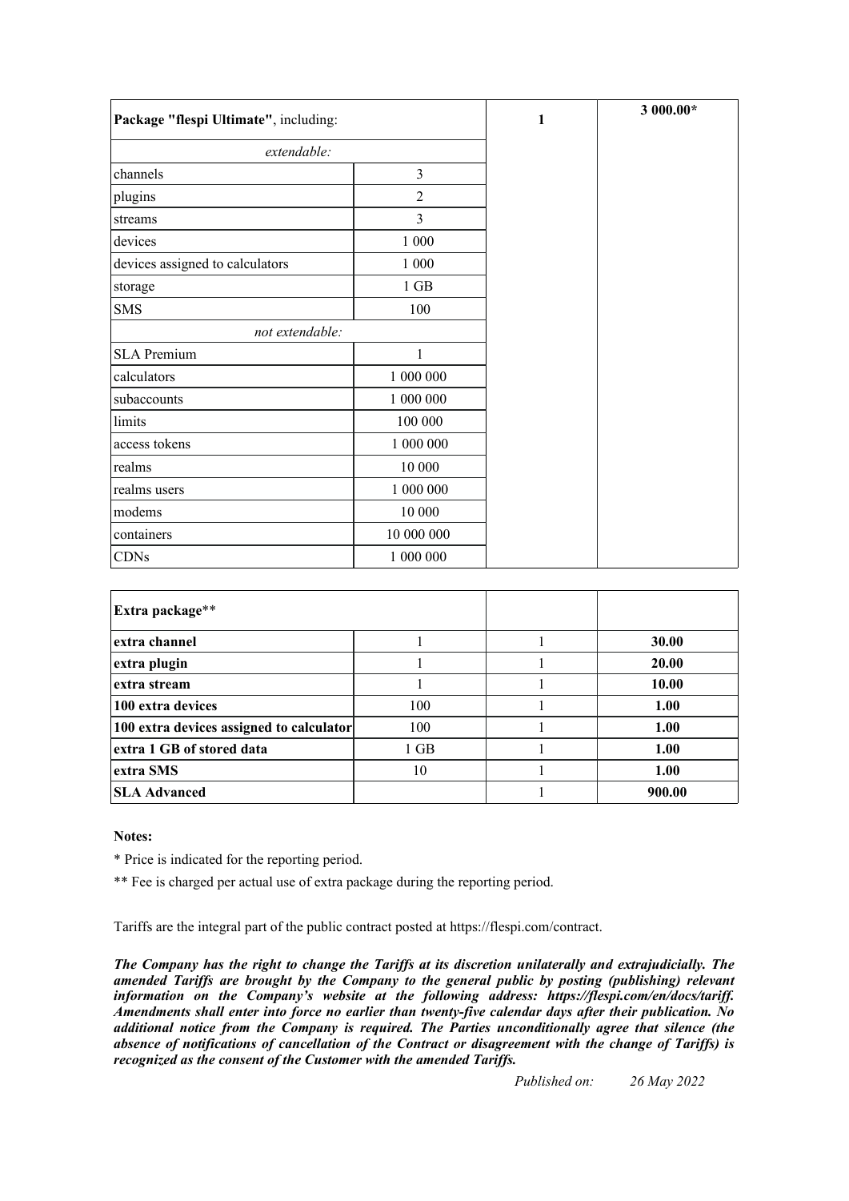| | | | |
|---|---|---|---|
| **Package "flespi Ultimate"**, including: | | **1** | **3 000.00*** |
| *extendable:* | | | |
| channels | 3 | | |
| plugins | 2 | | |
| streams | 3 | | |
| devices | 1 000 | | |
| devices assigned to calculators | 1 000 | | |
| storage | 1 GB | | |
| SMS | 100 | | |
| *not extendable:* | | | |
| SLA Premium | 1 | | |
| calculators | 1 000 000 | | |
| subaccounts | 1 000 000 | | |
| limits | 100 000 | | |
| access tokens | 1 000 000 | | |
| realms | 10 000 | | |
| realms users | 1 000 000 | | |
| modems | 10 000 | | |
| containers | 10 000 000 | | |
| CDNs | 1 000 000 | | |

| | | | |
|---|---|---|---|
| **Extra package**** | | | |
| **extra channel** | 1 | 1 | **30.00** |
| **extra plugin** | 1 | 1 | **20.00** |
| **extra stream** | 1 | 1 | **10.00** |
| **100 extra devices** | 100 | 1 | **1.00** |
| **100 extra devices assigned to calculator** | 100 | 1 | **1.00** |
| **extra 1 GB of stored data** | 1 GB | 1 | **1.00** |
| **extra SMS** | 10 | 1 | **1.00** |
| **SLA Advanced** | | 1 | **900.00** |

**Notes:**

* Price is indicated for the reporting period.

** Fee is charged per actual use of extra package during the reporting period.

Tariffs are the integral part of the public contract posted at https://flespi.com/contract.

***The Company has the right to change the Tariffs at its discretion unilaterally and extrajudicially. The amended Tariffs are brought by the Company to the general public by posting (publishing) relevant information on the Company's website at the following address: https://flespi.com/en/docs/tariff. Amendments shall enter into force no earlier than twenty-five calendar days after their publication. No additional notice from the Company is required. The Parties unconditionally agree that silence (the absence of notifications of cancellation of the Contract or disagreement with the change of Tariffs) is recognized as the consent of the Customer with the amended Tariffs.***

*Published on: 26 May 2022*